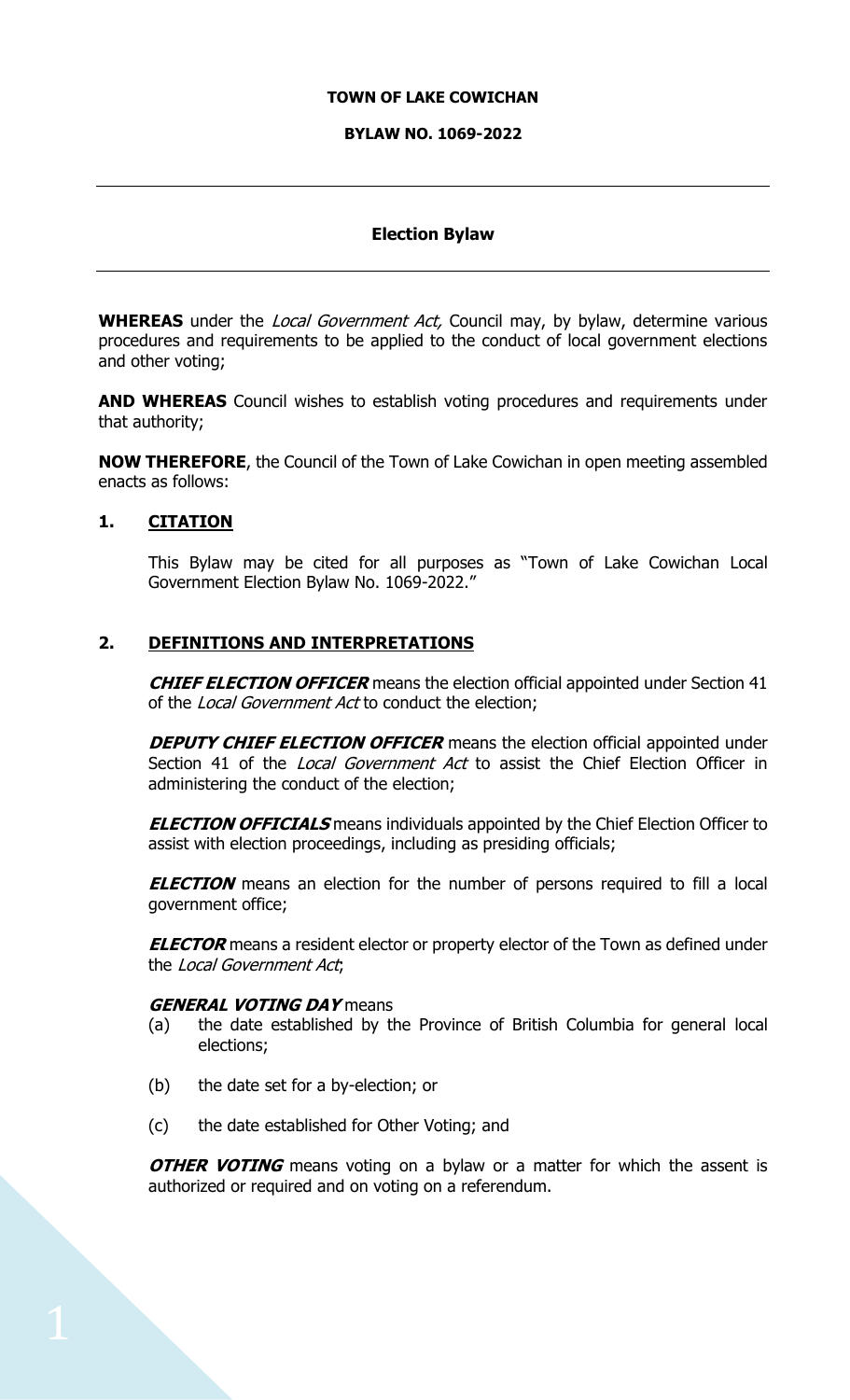**TOWN OF LAKE COWICHAN**

**BYLAW NO. 1069-2022**

---

**Election Bylaw**

---

**WHEREAS** under the *Local Government Act,* Council may, by bylaw, determine various procedures and requirements to be applied to the conduct of local government elections and other voting;

**AND WHEREAS** Council wishes to establish voting procedures and requirements under that authority;

**NOW THEREFORE**, the Council of the Town of Lake Cowichan in open meeting assembled enacts as follows:

## 1. CITATION

This Bylaw may be cited for all purposes as "Town of Lake Cowichan Local Government Election Bylaw No. 1069-2022."

## 2. DEFINITIONS AND INTERPRETATIONS

***CHIEF ELECTION OFFICER*** means the election official appointed under Section 41 of the *Local Government Act* to conduct the election;

***DEPUTY CHIEF ELECTION OFFICER*** means the election official appointed under Section 41 of the *Local Government Act* to assist the Chief Election Officer in administering the conduct of the election;

***ELECTION OFFICIALS*** means individuals appointed by the Chief Election Officer to assist with election proceedings, including as presiding officials;

***ELECTION*** means an election for the number of persons required to fill a local government office;

***ELECTOR*** means a resident elector or property elector of the Town as defined under the *Local Government Act*;

***GENERAL VOTING DAY*** means

(a) the date established by the Province of British Columbia for general local elections;

(b) the date set for a by-election; or

(c) the date established for Other Voting; and

***OTHER VOTING*** means voting on a bylaw or a matter for which the assent is authorized or required and on voting on a referendum.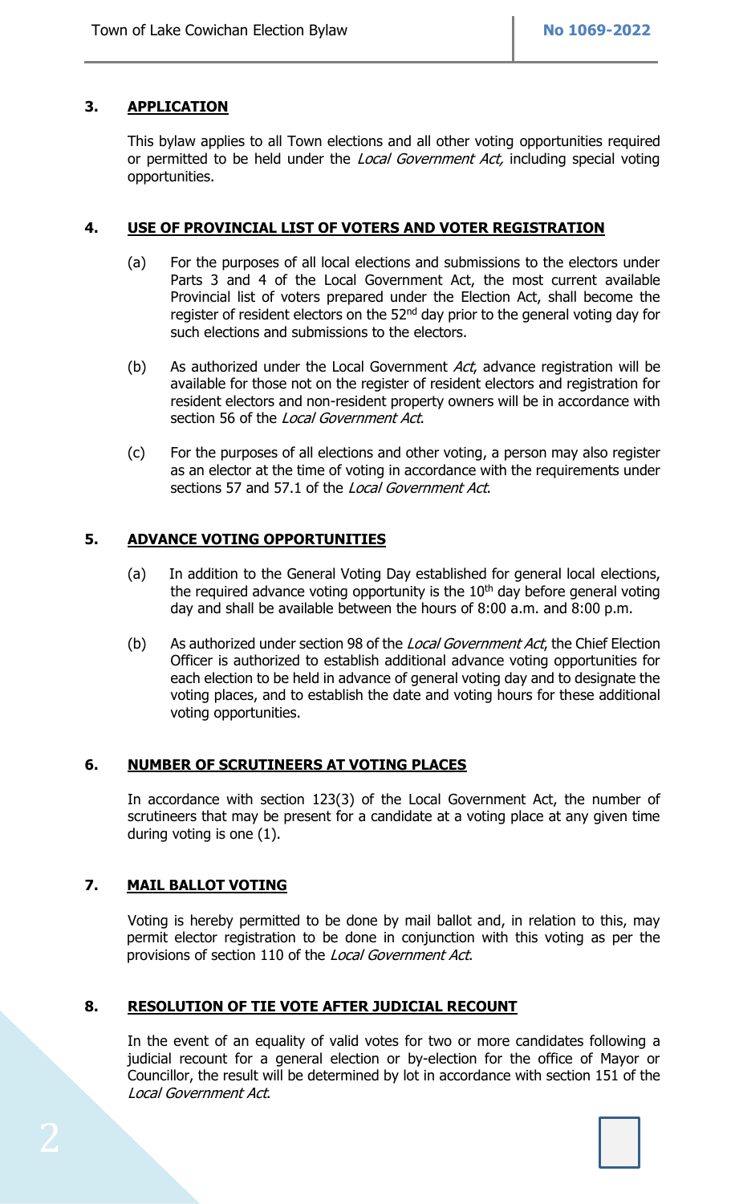## 3. APPLICATION

This bylaw applies to all Town elections and all other voting opportunities required or permitted to be held under the *Local Government Act,* including special voting opportunities.

## 4. USE OF PROVINCIAL LIST OF VOTERS AND VOTER REGISTRATION

(a) For the purposes of all local elections and submissions to the electors under Parts 3 and 4 of the Local Government Act, the most current available Provincial list of voters prepared under the Election Act, shall become the register of resident electors on the 52nd day prior to the general voting day for such elections and submissions to the electors.

(b) As authorized under the Local Government *Act*, advance registration will be available for those not on the register of resident electors and registration for resident electors and non-resident property owners will be in accordance with section 56 of the *Local Government Act*.

(c) For the purposes of all elections and other voting, a person may also register as an elector at the time of voting in accordance with the requirements under sections 57 and 57.1 of the *Local Government Act*.

## 5. ADVANCE VOTING OPPORTUNITIES

(a) In addition to the General Voting Day established for general local elections, the required advance voting opportunity is the 10th day before general voting day and shall be available between the hours of 8:00 a.m. and 8:00 p.m.

(b) As authorized under section 98 of the *Local Government Act*, the Chief Election Officer is authorized to establish additional advance voting opportunities for each election to be held in advance of general voting day and to designate the voting places, and to establish the date and voting hours for these additional voting opportunities.

## 6. NUMBER OF SCRUTINEERS AT VOTING PLACES

In accordance with section 123(3) of the Local Government Act, the number of scrutineers that may be present for a candidate at a voting place at any given time during voting is one (1).

## 7. MAIL BALLOT VOTING

Voting is hereby permitted to be done by mail ballot and, in relation to this, may permit elector registration to be done in conjunction with this voting as per the provisions of section 110 of the *Local Government Act*.

## 8. RESOLUTION OF TIE VOTE AFTER JUDICIAL RECOUNT

In the event of an equality of valid votes for two or more candidates following a judicial recount for a general election or by-election for the office of Mayor or Councillor, the result will be determined by lot in accordance with section 151 of the *Local Government Act*.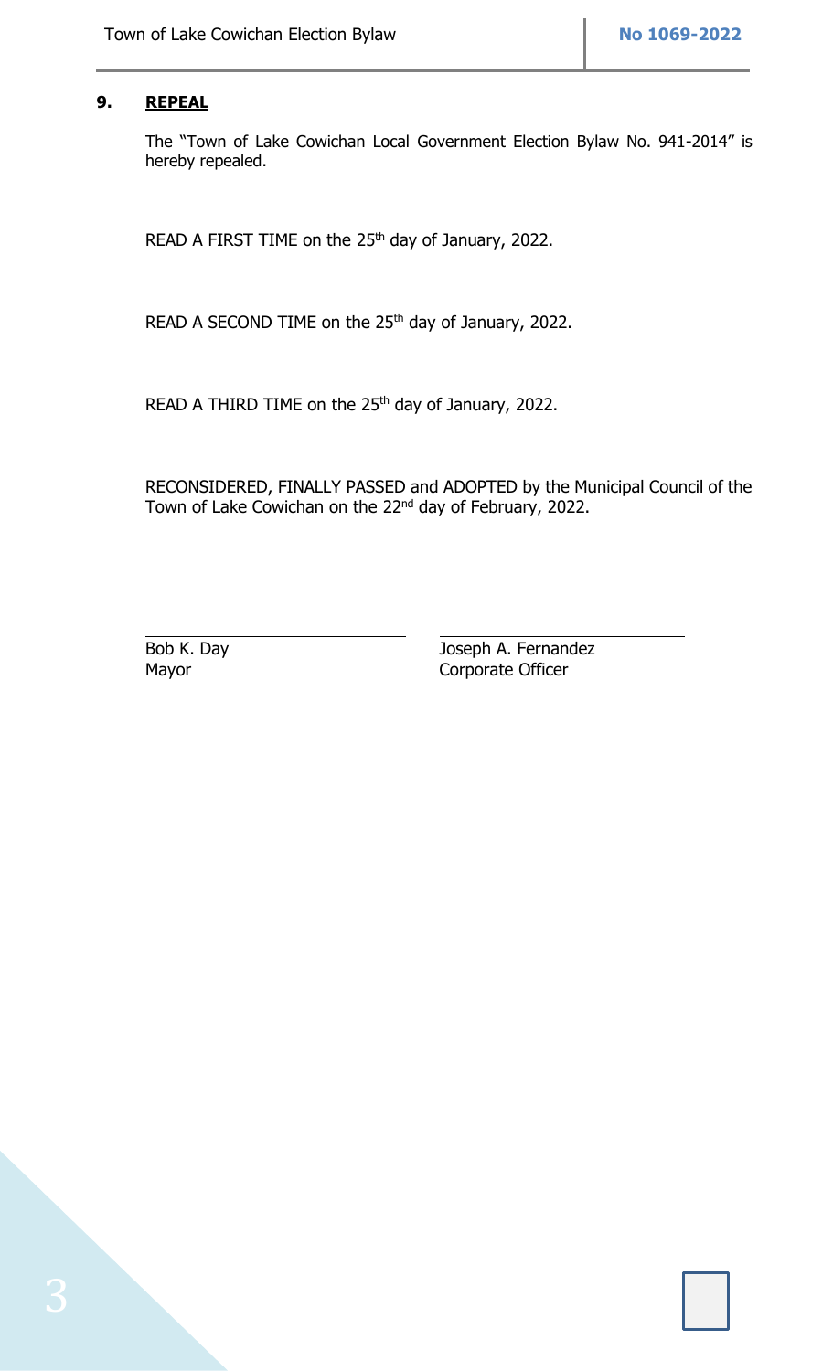## 9. REPEAL

The "Town of Lake Cowichan Local Government Election Bylaw No. 941-2014" is hereby repealed.

READ A FIRST TIME on the 25th day of January, 2022.

READ A SECOND TIME on the 25th day of January, 2022.

READ A THIRD TIME on the 25th day of January, 2022.

RECONSIDERED, FINALLY PASSED and ADOPTED by the Municipal Council of the Town of Lake Cowichan on the 22nd day of February, 2022.

| | |
|---|---|
| Bob K. Day | Joseph A. Fernandez |
| Mayor | Corporate Officer |